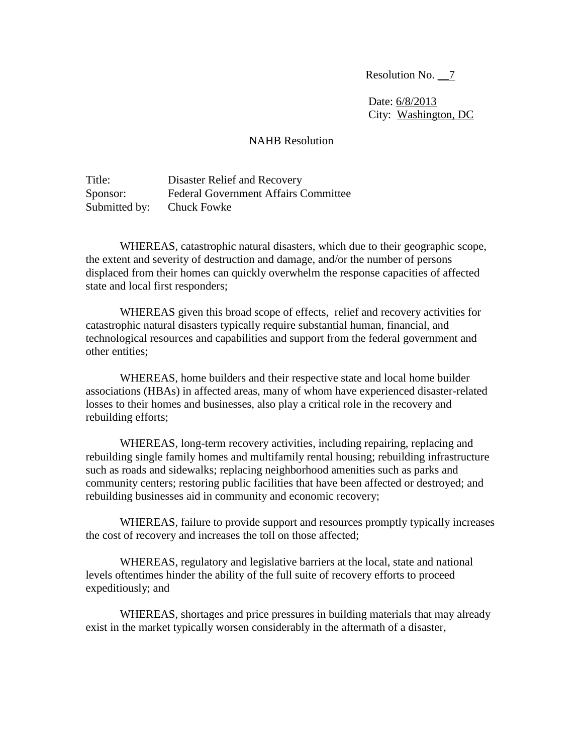Resolution No. __7

Date: 6/8/2013
City: Washington, DC

NAHB Resolution

Title: Disaster Relief and Recovery
Sponsor: Federal Government Affairs Committee
Submitted by: Chuck Fowke

WHEREAS, catastrophic natural disasters, which due to their geographic scope, the extent and severity of destruction and damage, and/or the number of persons displaced from their homes can quickly overwhelm the response capacities of affected state and local first responders;

WHEREAS given this broad scope of effects, relief and recovery activities for catastrophic natural disasters typically require substantial human, financial, and technological resources and capabilities and support from the federal government and other entities;

WHEREAS, home builders and their respective state and local home builder associations (HBAs) in affected areas, many of whom have experienced disaster-related losses to their homes and businesses, also play a critical role in the recovery and rebuilding efforts;

WHEREAS, long-term recovery activities, including repairing, replacing and rebuilding single family homes and multifamily rental housing; rebuilding infrastructure such as roads and sidewalks; replacing neighborhood amenities such as parks and community centers; restoring public facilities that have been affected or destroyed; and rebuilding businesses aid in community and economic recovery;

WHEREAS, failure to provide support and resources promptly typically increases the cost of recovery and increases the toll on those affected;

WHEREAS, regulatory and legislative barriers at the local, state and national levels oftentimes hinder the ability of the full suite of recovery efforts to proceed expeditiously; and

WHEREAS, shortages and price pressures in building materials that may already exist in the market typically worsen considerably in the aftermath of a disaster,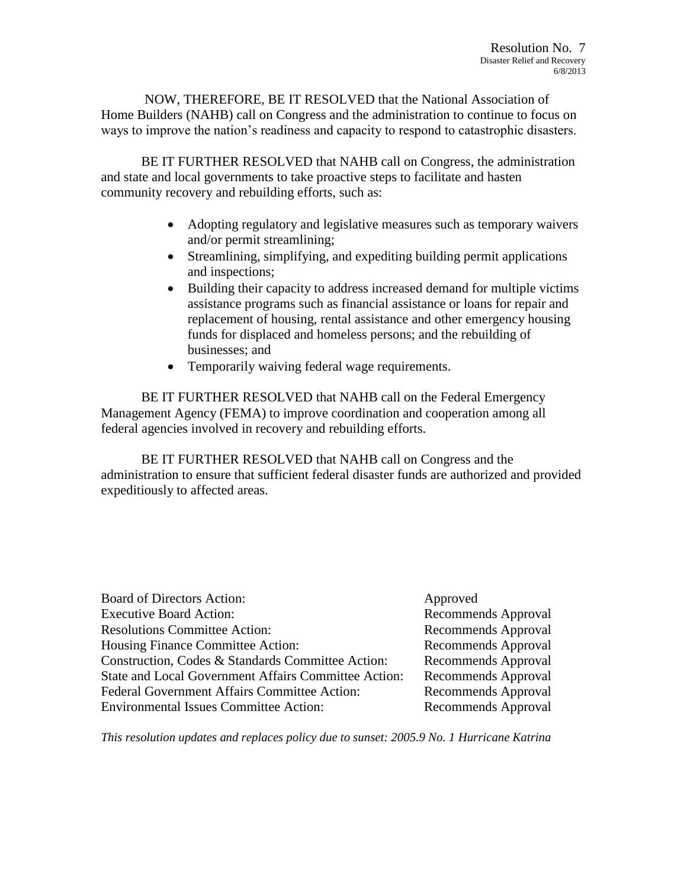Resolution No. 7
Disaster Relief and Recovery
6/8/2013

NOW, THEREFORE, BE IT RESOLVED that the National Association of Home Builders (NAHB) call on Congress and the administration to continue to focus on ways to improve the nation's readiness and capacity to respond to catastrophic disasters.

BE IT FURTHER RESOLVED that NAHB call on Congress, the administration and state and local governments to take proactive steps to facilitate and hasten community recovery and rebuilding efforts, such as:

- Adopting regulatory and legislative measures such as temporary waivers and/or permit streamlining;
- Streamlining, simplifying, and expediting building permit applications and inspections;
- Building their capacity to address increased demand for multiple victims assistance programs such as financial assistance or loans for repair and replacement of housing, rental assistance and other emergency housing funds for displaced and homeless persons; and the rebuilding of businesses; and
- Temporarily waiving federal wage requirements.

BE IT FURTHER RESOLVED that NAHB call on the Federal Emergency Management Agency (FEMA) to improve coordination and cooperation among all federal agencies involved in recovery and rebuilding efforts.

BE IT FURTHER RESOLVED that NAHB call on Congress and the administration to ensure that sufficient federal disaster funds are authorized and provided expeditiously to affected areas.

| | |
|---|---|
| Board of Directors Action: | Approved |
| Executive Board Action: | Recommends Approval |
| Resolutions Committee Action: | Recommends Approval |
| Housing Finance Committee Action: | Recommends Approval |
| Construction, Codes & Standards Committee Action: | Recommends Approval |
| State and Local Government Affairs Committee Action: | Recommends Approval |
| Federal Government Affairs Committee Action: | Recommends Approval |
| Environmental Issues Committee Action: | Recommends Approval |

*This resolution updates and replaces policy due to sunset: 2005.9 No. 1 Hurricane Katrina*